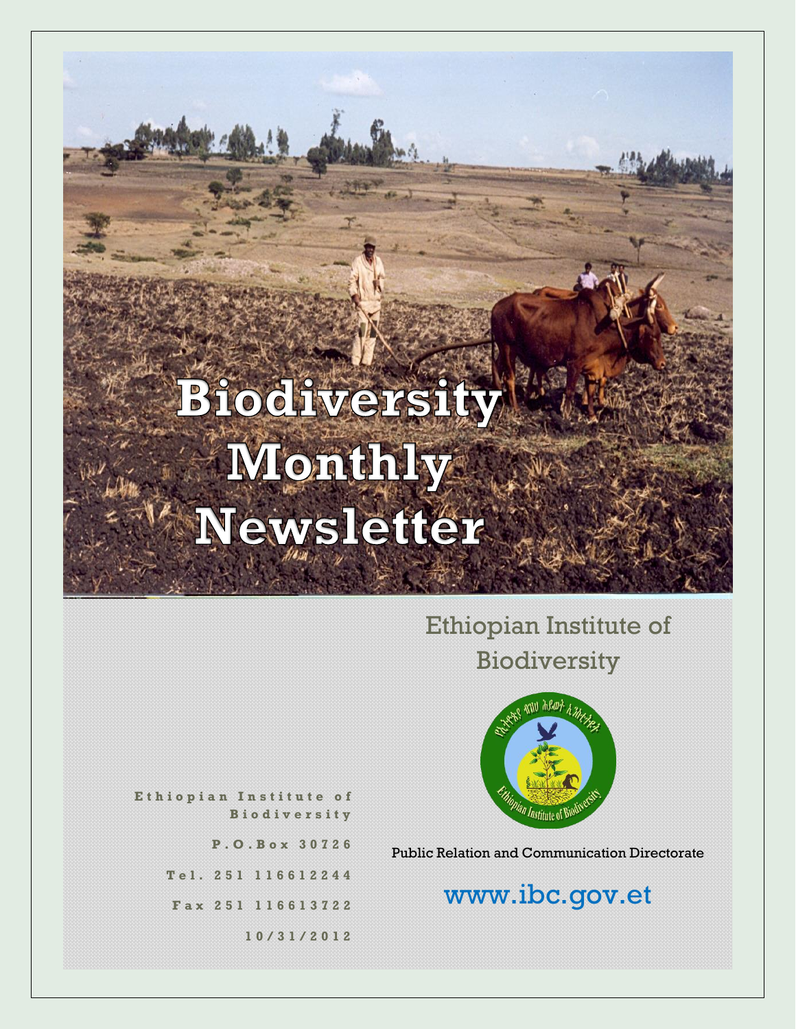# Biodiversity Monthly Newsletter

Ethiopian Institute of Biodiversity

Public Relation and Communication Directorate

www.ibc.gov.et

Ethiopian Institute of Biodiversity

P.O.Box 30726

Tel. 251 116612244

Fax 251 116613722

10/31/2012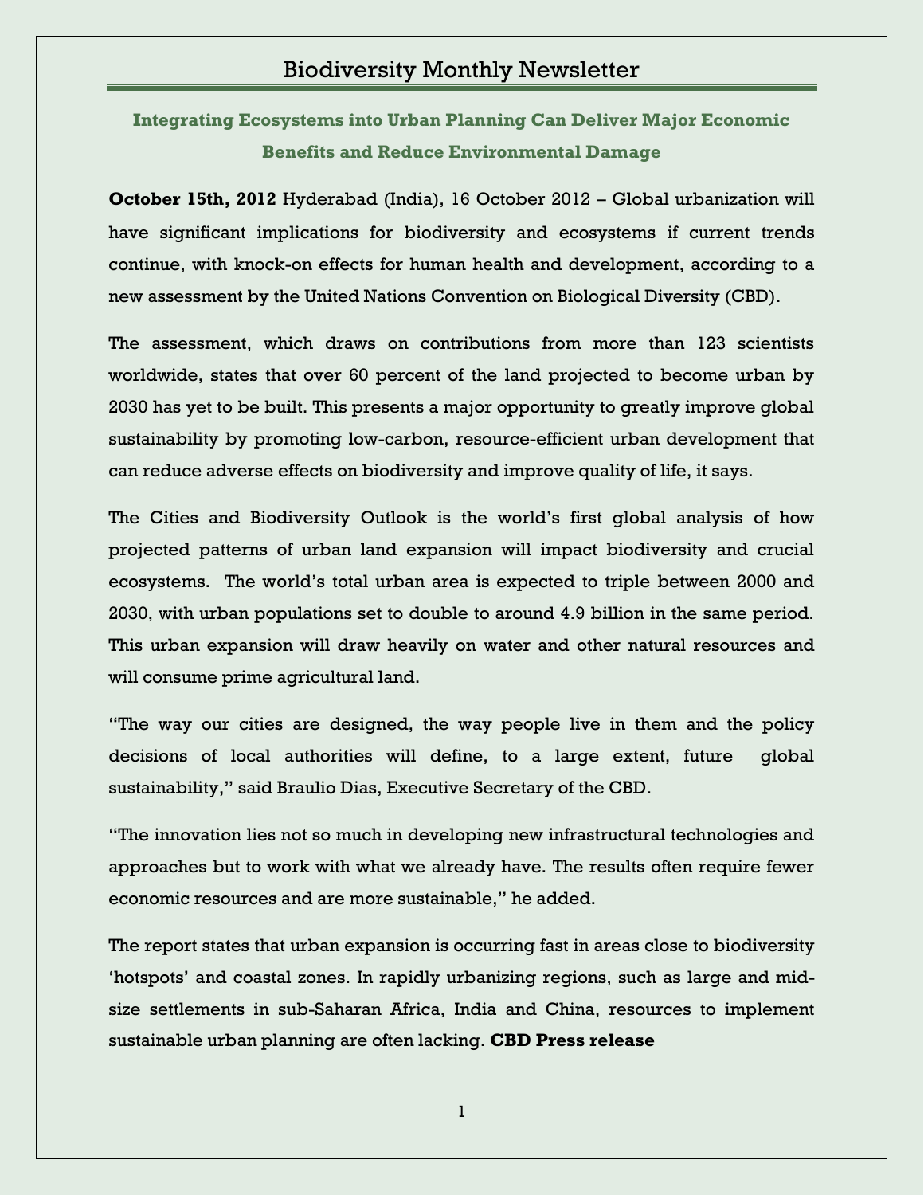# Biodiversity Monthly Newsletter

## Integrating Ecosystems into Urban Planning Can Deliver Major Economic Benefits and Reduce Environmental Damage

**October 15th, 2012** Hyderabad (India), 16 October 2012 – Global urbanization will have significant implications for biodiversity and ecosystems if current trends continue, with knock-on effects for human health and development, according to a new assessment by the United Nations Convention on Biological Diversity (CBD).

The assessment, which draws on contributions from more than 123 scientists worldwide, states that over 60 percent of the land projected to become urban by 2030 has yet to be built. This presents a major opportunity to greatly improve global sustainability by promoting low-carbon, resource-efficient urban development that can reduce adverse effects on biodiversity and improve quality of life, it says.

The Cities and Biodiversity Outlook is the world's first global analysis of how projected patterns of urban land expansion will impact biodiversity and crucial ecosystems. The world's total urban area is expected to triple between 2000 and 2030, with urban populations set to double to around 4.9 billion in the same period. This urban expansion will draw heavily on water and other natural resources and will consume prime agricultural land.

"The way our cities are designed, the way people live in them and the policy decisions of local authorities will define, to a large extent, future global sustainability," said Braulio Dias, Executive Secretary of the CBD.

"The innovation lies not so much in developing new infrastructural technologies and approaches but to work with what we already have. The results often require fewer economic resources and are more sustainable," he added.

The report states that urban expansion is occurring fast in areas close to biodiversity 'hotspots' and coastal zones. In rapidly urbanizing regions, such as large and mid-size settlements in sub-Saharan Africa, India and China, resources to implement sustainable urban planning are often lacking. **CBD Press release**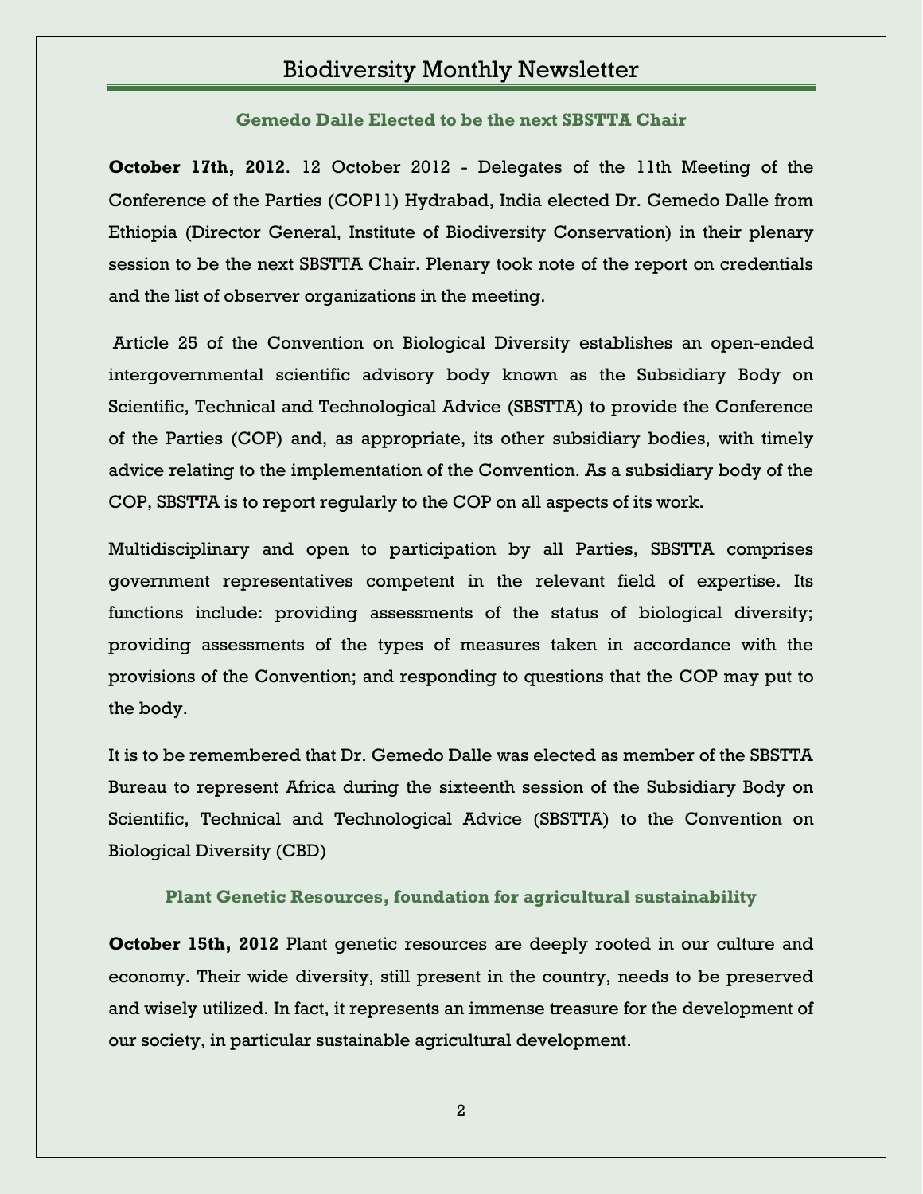# Biodiversity Monthly Newsletter

### Gemedo Dalle Elected to be the next SBSTTA Chair

**October 17th, 2012**. 12 October 2012 - Delegates of the 11th Meeting of the Conference of the Parties (COP11) Hydrabad, India elected Dr. Gemedo Dalle from Ethiopia (Director General, Institute of Biodiversity Conservation) in their plenary session to be the next SBSTTA Chair. Plenary took note of the report on credentials and the list of observer organizations in the meeting.

Article 25 of the Convention on Biological Diversity establishes an open-ended intergovernmental scientific advisory body known as the Subsidiary Body on Scientific, Technical and Technological Advice (SBSTTA) to provide the Conference of the Parties (COP) and, as appropriate, its other subsidiary bodies, with timely advice relating to the implementation of the Convention. As a subsidiary body of the COP, SBSTTA is to report regularly to the COP on all aspects of its work.

Multidisciplinary and open to participation by all Parties, SBSTTA comprises government representatives competent in the relevant field of expertise. Its functions include: providing assessments of the status of biological diversity; providing assessments of the types of measures taken in accordance with the provisions of the Convention; and responding to questions that the COP may put to the body.

It is to be remembered that Dr. Gemedo Dalle was elected as member of the SBSTTA Bureau to represent Africa during the sixteenth session of the Subsidiary Body on Scientific, Technical and Technological Advice (SBSTTA) to the Convention on Biological Diversity (CBD)

### Plant Genetic Resources, foundation for agricultural sustainability

**October 15th, 2012** Plant genetic resources are deeply rooted in our culture and economy. Their wide diversity, still present in the country, needs to be preserved and wisely utilized. In fact, it represents an immense treasure for the development of our society, in particular sustainable agricultural development.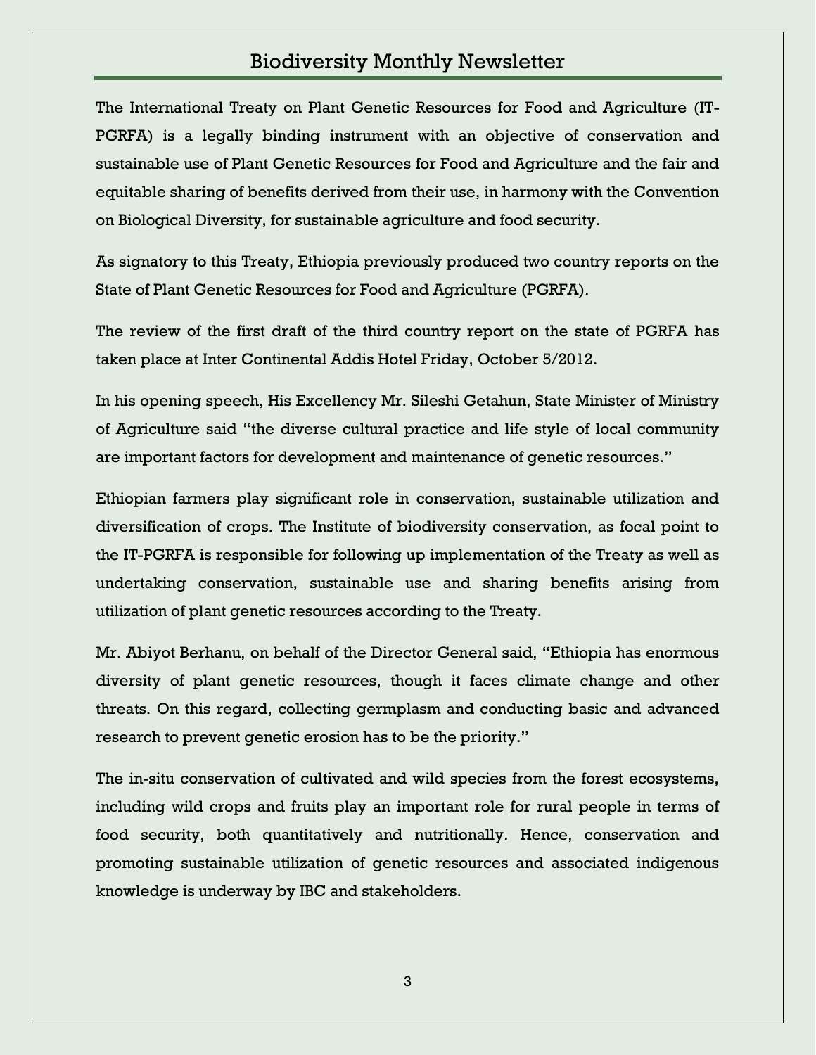# Biodiversity Monthly Newsletter

The International Treaty on Plant Genetic Resources for Food and Agriculture (IT-PGRFA) is a legally binding instrument with an objective of conservation and sustainable use of Plant Genetic Resources for Food and Agriculture and the fair and equitable sharing of benefits derived from their use, in harmony with the Convention on Biological Diversity, for sustainable agriculture and food security.

As signatory to this Treaty, Ethiopia previously produced two country reports on the State of Plant Genetic Resources for Food and Agriculture (PGRFA).

The review of the first draft of the third country report on the state of PGRFA has taken place at Inter Continental Addis Hotel Friday, October 5/2012.

In his opening speech, His Excellency Mr. Sileshi Getahun, State Minister of Ministry of Agriculture said "the diverse cultural practice and life style of local community are important factors for development and maintenance of genetic resources."

Ethiopian farmers play significant role in conservation, sustainable utilization and diversification of crops. The Institute of biodiversity conservation, as focal point to the IT-PGRFA is responsible for following up implementation of the Treaty as well as undertaking conservation, sustainable use and sharing benefits arising from utilization of plant genetic resources according to the Treaty.

Mr. Abiyot Berhanu, on behalf of the Director General said, "Ethiopia has enormous diversity of plant genetic resources, though it faces climate change and other threats. On this regard, collecting germplasm and conducting basic and advanced research to prevent genetic erosion has to be the priority."

The in-situ conservation of cultivated and wild species from the forest ecosystems, including wild crops and fruits play an important role for rural people in terms of food security, both quantitatively and nutritionally. Hence, conservation and promoting sustainable utilization of genetic resources and associated indigenous knowledge is underway by IBC and stakeholders.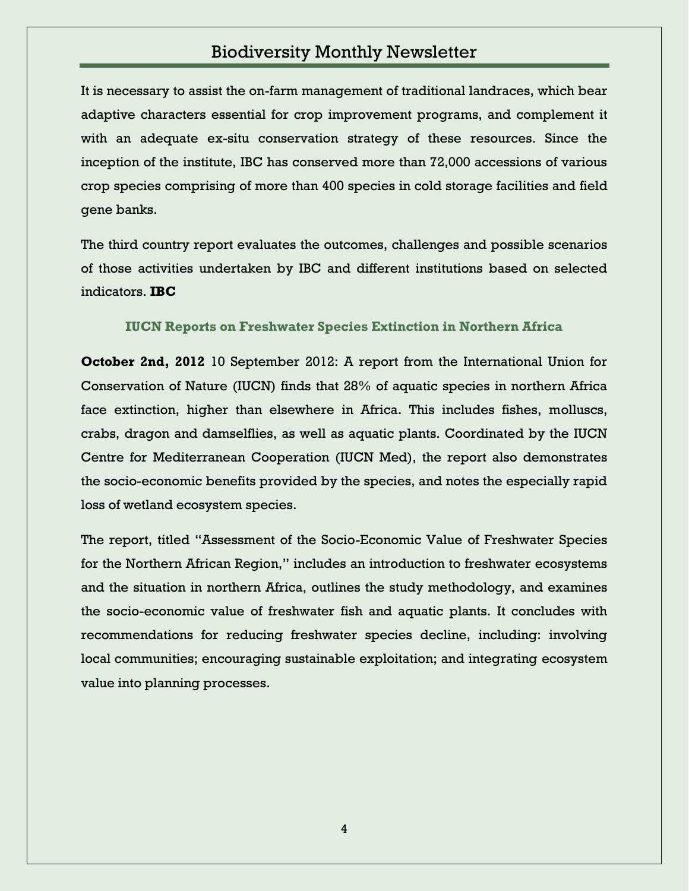It is necessary to assist the on-farm management of traditional landraces, which bear adaptive characters essential for crop improvement programs, and complement it with an adequate ex-situ conservation strategy of these resources. Since the inception of the institute, IBC has conserved more than 72,000 accessions of various crop species comprising of more than 400 species in cold storage facilities and field gene banks.

The third country report evaluates the outcomes, challenges and possible scenarios of those activities undertaken by IBC and different institutions based on selected indicators. **IBC**

### IUCN Reports on Freshwater Species Extinction in Northern Africa

**October 2nd, 2012** 10 September 2012: A report from the International Union for Conservation of Nature (IUCN) finds that 28% of aquatic species in northern Africa face extinction, higher than elsewhere in Africa. This includes fishes, molluscs, crabs, dragon and damselflies, as well as aquatic plants. Coordinated by the IUCN Centre for Mediterranean Cooperation (IUCN Med), the report also demonstrates the socio-economic benefits provided by the species, and notes the especially rapid loss of wetland ecosystem species.

The report, titled "Assessment of the Socio-Economic Value of Freshwater Species for the Northern African Region," includes an introduction to freshwater ecosystems and the situation in northern Africa, outlines the study methodology, and examines the socio-economic value of freshwater fish and aquatic plants. It concludes with recommendations for reducing freshwater species decline, including: involving local communities; encouraging sustainable exploitation; and integrating ecosystem value into planning processes.